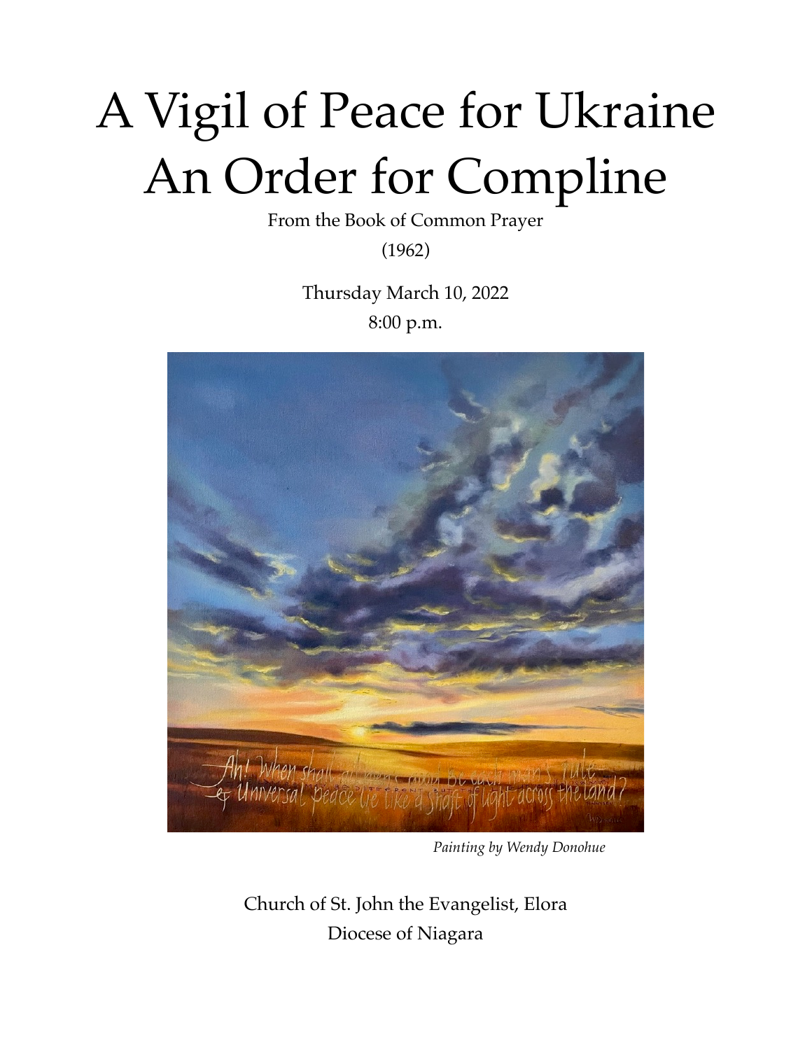# A Vigil of Peace for Ukraine
# An Order for Compline

From the Book of Common Prayer

(1962)

Thursday March 10, 2022

8:00 p.m.

*Painting by Wendy Donohue*

Church of St. John the Evangelist, Elora

Diocese of Niagara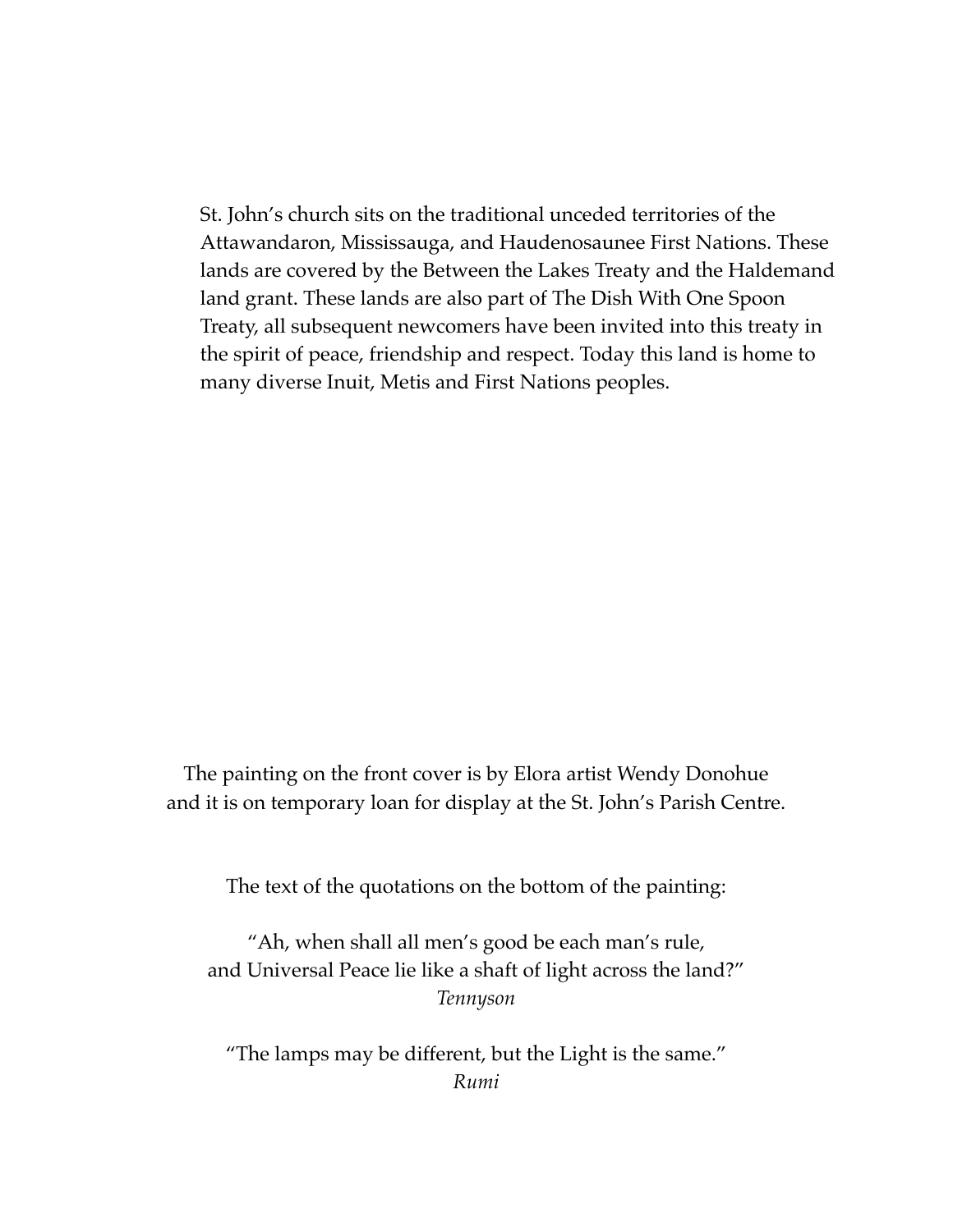St. John's church sits on the traditional unceded territories of the Attawandaron, Mississauga, and Haudenosaunee First Nations. These lands are covered by the Between the Lakes Treaty and the Haldemand land grant. These lands are also part of The Dish With One Spoon Treaty, all subsequent newcomers have been invited into this treaty in the spirit of peace, friendship and respect. Today this land is home to many diverse Inuit, Metis and First Nations peoples.

The painting on the front cover is by Elora artist Wendy Donohue and it is on temporary loan for display at the St. John's Parish Centre.

The text of the quotations on the bottom of the painting:

"Ah, when shall all men's good be each man's rule,
and Universal Peace lie like a shaft of light across the land?"
*Tennyson*

"The lamps may be different, but the Light is the same."
*Rumi*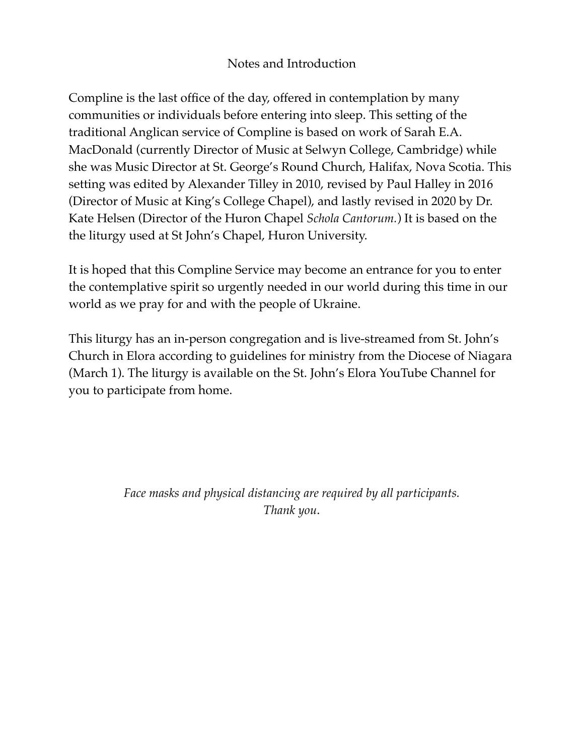## Notes and Introduction

Compline is the last office of the day, offered in contemplation by many communities or individuals before entering into sleep. This setting of the traditional Anglican service of Compline is based on work of Sarah E.A. MacDonald (currently Director of Music at Selwyn College, Cambridge) while she was Music Director at St. George's Round Church, Halifax, Nova Scotia. This setting was edited by Alexander Tilley in 2010, revised by Paul Halley in 2016 (Director of Music at King's College Chapel), and lastly revised in 2020 by Dr. Kate Helsen (Director of the Huron Chapel *Schola Cantorum.*) It is based on the the liturgy used at St John's Chapel, Huron University.

It is hoped that this Compline Service may become an entrance for you to enter the contemplative spirit so urgently needed in our world during this time in our world as we pray for and with the people of Ukraine.

This liturgy has an in-person congregation and is live-streamed from St. John's Church in Elora according to guidelines for ministry from the Diocese of Niagara (March 1). The liturgy is available on the St. John's Elora YouTube Channel for you to participate from home.

*Face masks and physical distancing are required by all participants.*
*Thank you*.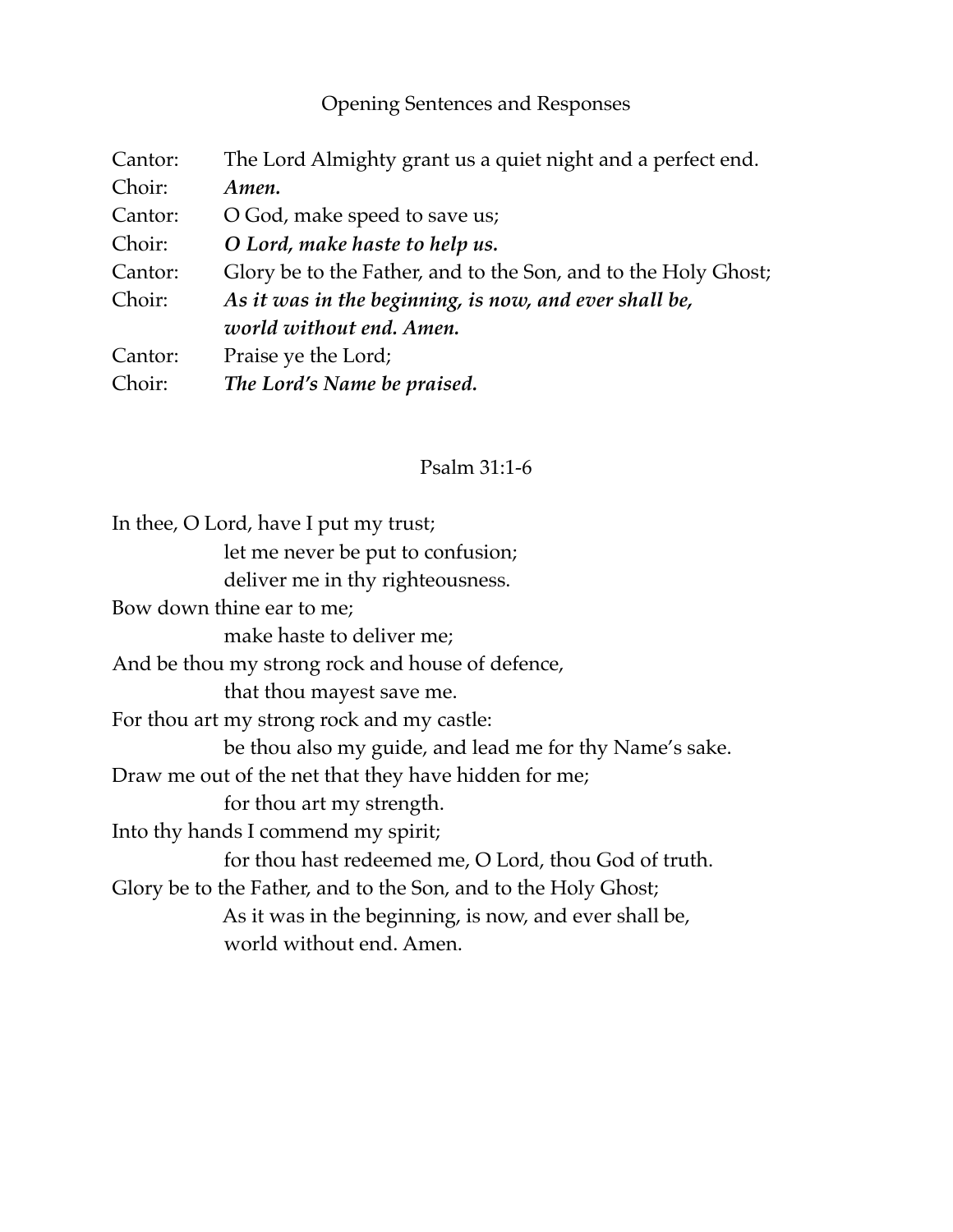## Opening Sentences and Responses

Cantor: The Lord Almighty grant us a quiet night and a perfect end.
Choir: ***Amen.***
Cantor: O God, make speed to save us;
Choir: ***O Lord, make haste to help us.***
Cantor: Glory be to the Father, and to the Son, and to the Holy Ghost;
Choir: ***As it was in the beginning, is now, and ever shall be, world without end. Amen.***
Cantor: Praise ye the Lord;
Choir: ***The Lord's Name be praised.***

## Psalm 31:1-6

In thee, O Lord, have I put my trust;
    let me never be put to confusion;
    deliver me in thy righteousness.
Bow down thine ear to me;
    make haste to deliver me;
And be thou my strong rock and house of defence,
    that thou mayest save me.
For thou art my strong rock and my castle:
    be thou also my guide, and lead me for thy Name's sake.
Draw me out of the net that they have hidden for me;
    for thou art my strength.
Into thy hands I commend my spirit;
    for thou hast redeemed me, O Lord, thou God of truth.
Glory be to the Father, and to the Son, and to the Holy Ghost;
    As it was in the beginning, is now, and ever shall be,
    world without end. Amen.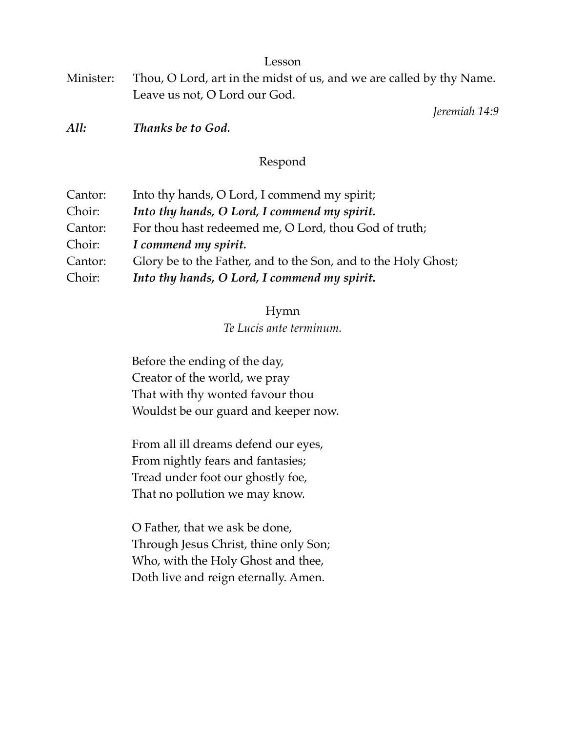## Lesson

Minister: Thou, O Lord, art in the midst of us, and we are called by thy Name. Leave us not, O Lord our God.

*Jeremiah 14:9*

***All:*** ***Thanks be to God.***

## Respond

Cantor: Into thy hands, O Lord, I commend my spirit;
Choir: ***Into thy hands, O Lord, I commend my spirit.***
Cantor: For thou hast redeemed me, O Lord, thou God of truth;
Choir: ***I commend my spirit.***
Cantor: Glory be to the Father, and to the Son, and to the Holy Ghost;
Choir: ***Into thy hands, O Lord, I commend my spirit.***

## Hymn

*Te Lucis ante terminum.*

Before the ending of the day,
Creator of the world, we pray
That with thy wonted favour thou
Wouldst be our guard and keeper now.

From all ill dreams defend our eyes,
From nightly fears and fantasies;
Tread under foot our ghostly foe,
That no pollution we may know.

O Father, that we ask be done,
Through Jesus Christ, thine only Son;
Who, with the Holy Ghost and thee,
Doth live and reign eternally. Amen.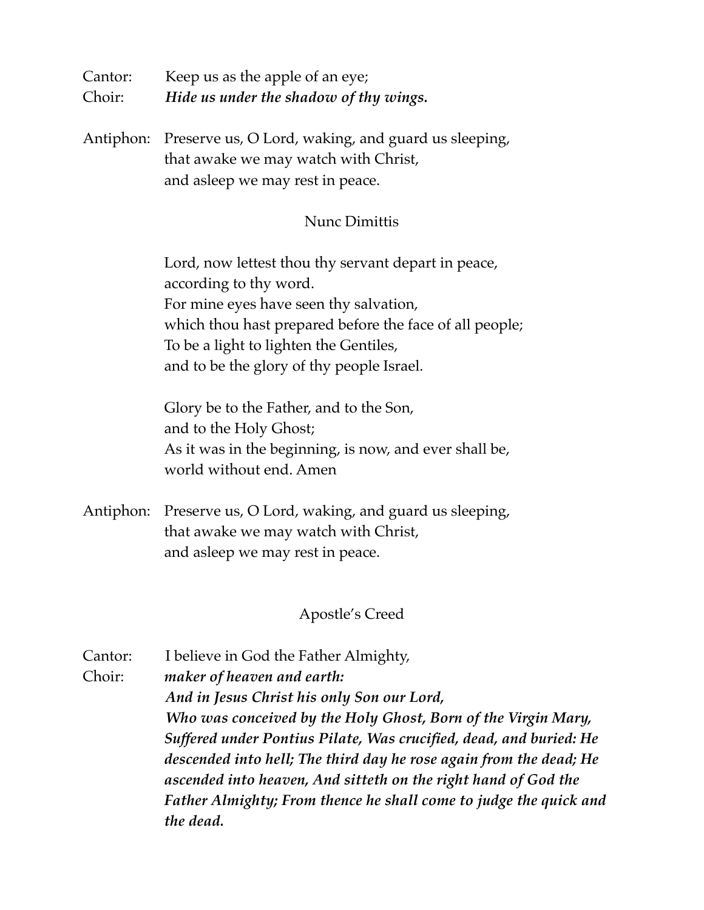Cantor: Keep us as the apple of an eye;
Choir: ***Hide us under the shadow of thy wings.***

Antiphon: Preserve us, O Lord, waking, and guard us sleeping,
that awake we may watch with Christ,
and asleep we may rest in peace.

## Nunc Dimittis

Lord, now lettest thou thy servant depart in peace,
according to thy word.
For mine eyes have seen thy salvation,
which thou hast prepared before the face of all people;
To be a light to lighten the Gentiles,
and to be the glory of thy people Israel.

Glory be to the Father, and to the Son,
and to the Holy Ghost;
As it was in the beginning, is now, and ever shall be,
world without end. Amen

Antiphon: Preserve us, O Lord, waking, and guard us sleeping,
that awake we may watch with Christ,
and asleep we may rest in peace.

## Apostle's Creed

Cantor: I believe in God the Father Almighty,
Choir: ***maker of heaven and earth:***
***And in Jesus Christ his only Son our Lord,***
***Who was conceived by the Holy Ghost, Born of the Virgin Mary, Suffered under Pontius Pilate, Was crucified, dead, and buried: He descended into hell; The third day he rose again from the dead; He ascended into heaven, And sitteth on the right hand of God the Father Almighty; From thence he shall come to judge the quick and the dead.***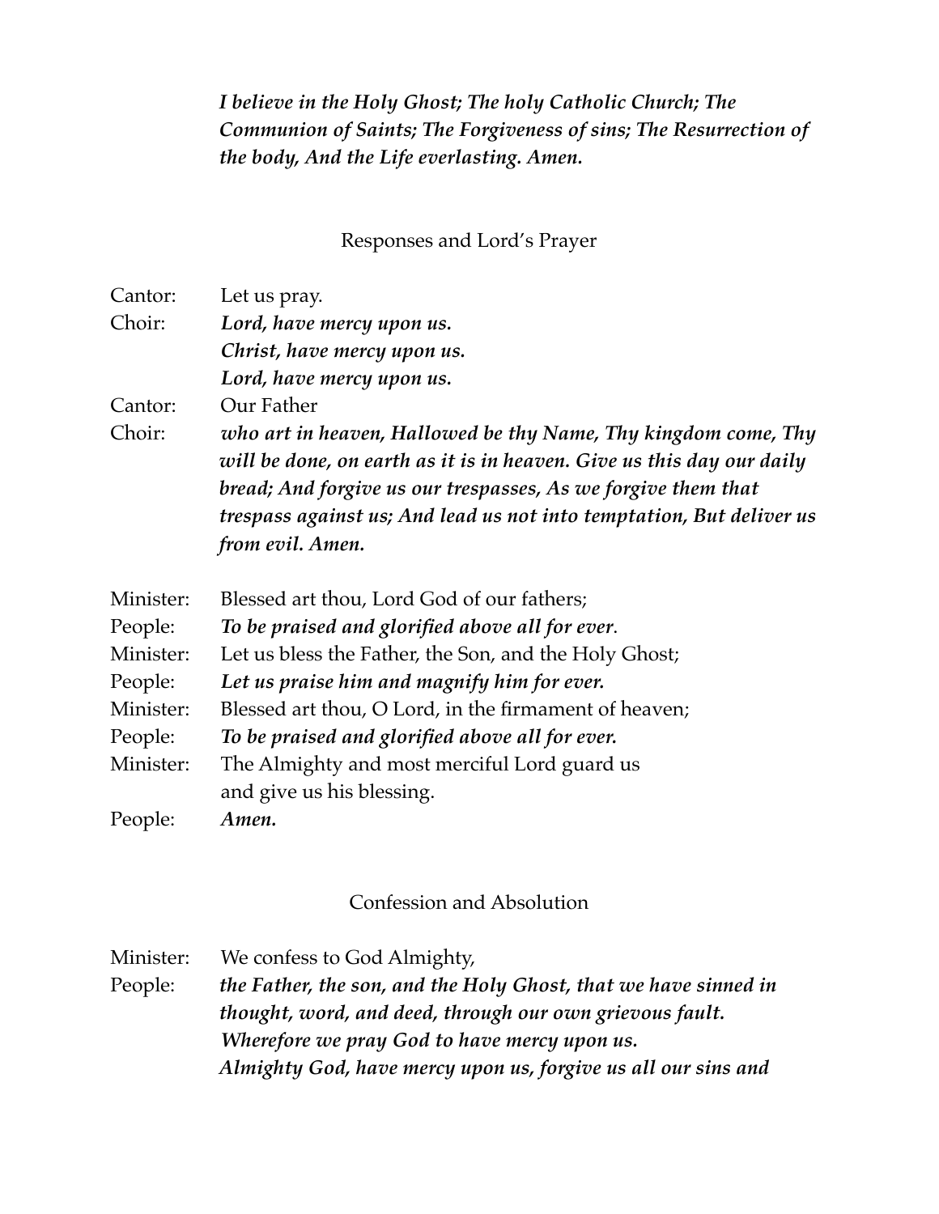***I believe in the Holy Ghost; The holy Catholic Church; The Communion of Saints; The Forgiveness of sins; The Resurrection of the body, And the Life everlasting. Amen.***

## Responses and Lord's Prayer

Cantor: Let us pray.
Choir: ***Lord, have mercy upon us.***
***Christ, have mercy upon us.***
***Lord, have mercy upon us.***
Cantor: Our Father
Choir: ***who art in heaven, Hallowed be thy Name, Thy kingdom come, Thy will be done, on earth as it is in heaven. Give us this day our daily bread; And forgive us our trespasses, As we forgive them that trespass against us; And lead us not into temptation, But deliver us from evil. Amen.***

Minister: Blessed art thou, Lord God of our fathers;
People: ***To be praised and glorified above all for ever.***
Minister: Let us bless the Father, the Son, and the Holy Ghost;
People: ***Let us praise him and magnify him for ever.***
Minister: Blessed art thou, O Lord, in the firmament of heaven;
People: ***To be praised and glorified above all for ever.***
Minister: The Almighty and most merciful Lord guard us and give us his blessing.
People: ***Amen.***

## Confession and Absolution

Minister: We confess to God Almighty,
People: ***the Father, the son, and the Holy Ghost, that we have sinned in thought, word, and deed, through our own grievous fault. Wherefore we pray God to have mercy upon us.***
***Almighty God, have mercy upon us, forgive us all our sins and***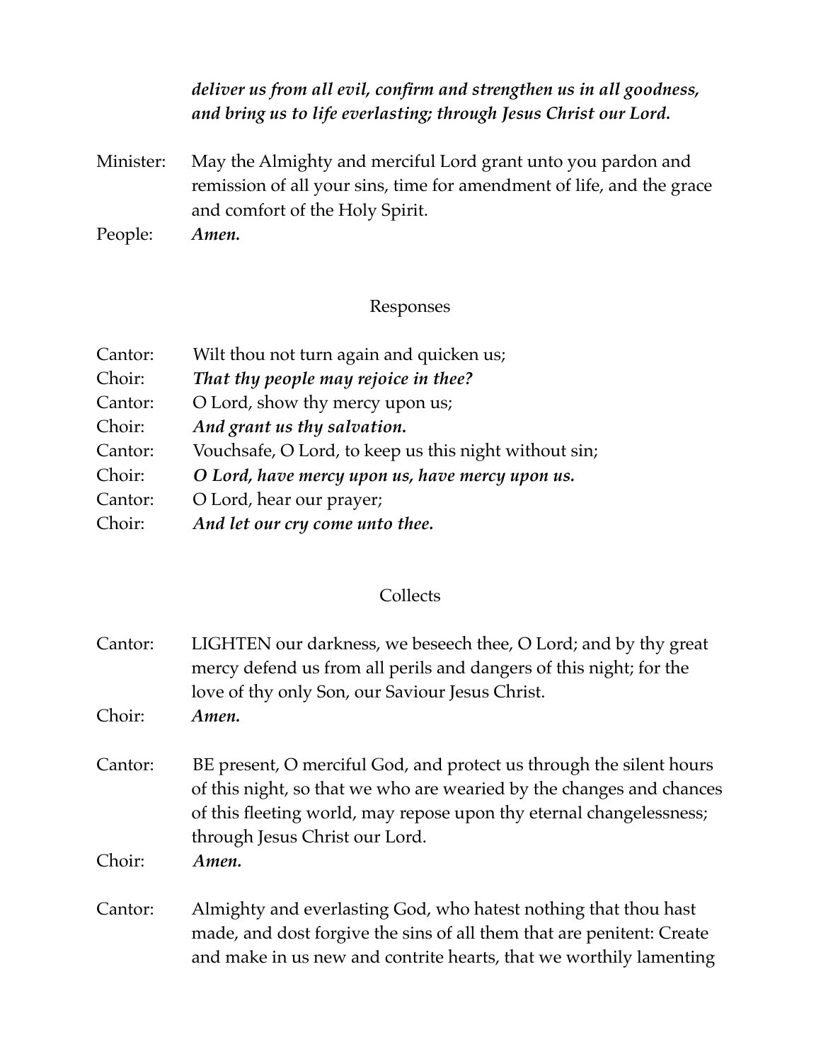***deliver us from all evil, confirm and strengthen us in all goodness, and bring us to life everlasting; through Jesus Christ our Lord.***

Minister: May the Almighty and merciful Lord grant unto you pardon and remission of all your sins, time for amendment of life, and the grace and comfort of the Holy Spirit.

People: ***Amen.***

## Responses

Cantor: Wilt thou not turn again and quicken us;

Choir: ***That thy people may rejoice in thee?***

Cantor: O Lord, show thy mercy upon us;

Choir: ***And grant us thy salvation.***

Cantor: Vouchsafe, O Lord, to keep us this night without sin;

Choir: ***O Lord, have mercy upon us, have mercy upon us.***

Cantor: O Lord, hear our prayer;

Choir: ***And let our cry come unto thee.***

## Collects

Cantor: LIGHTEN our darkness, we beseech thee, O Lord; and by thy great mercy defend us from all perils and dangers of this night; for the love of thy only Son, our Saviour Jesus Christ.

Choir: ***Amen.***

Cantor: BE present, O merciful God, and protect us through the silent hours of this night, so that we who are wearied by the changes and chances of this fleeting world, may repose upon thy eternal changelessness; through Jesus Christ our Lord.

Choir: ***Amen.***

Cantor: Almighty and everlasting God, who hatest nothing that thou hast made, and dost forgive the sins of all them that are penitent: Create and make in us new and contrite hearts, that we worthily lamenting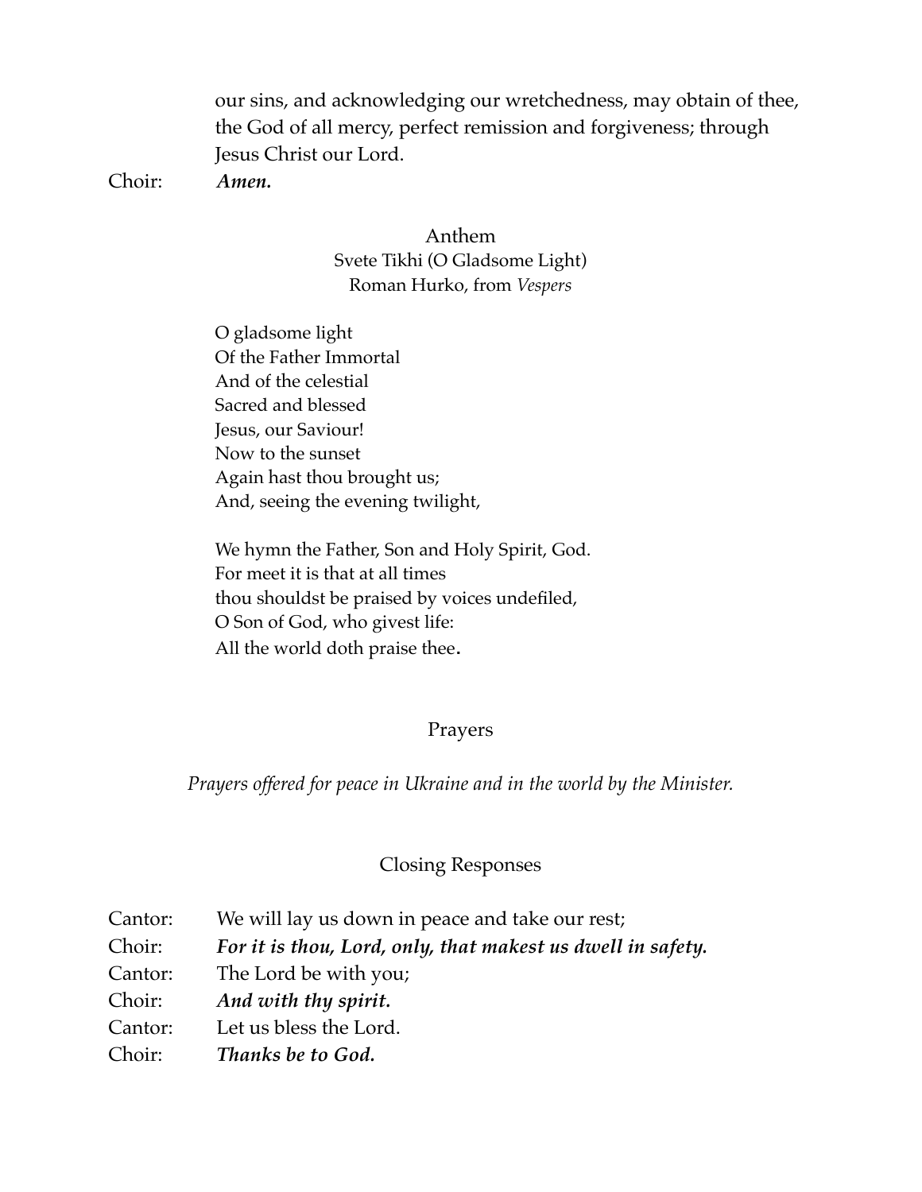our sins, and acknowledging our wretchedness, may obtain of thee, the God of all mercy, perfect remission and forgiveness; through Jesus Christ our Lord.

Choir: ***Amen.***

## Anthem

Svete Tikhi (O Gladsome Light)
Roman Hurko, from *Vespers*

O gladsome light
Of the Father Immortal
And of the celestial
Sacred and blessed
Jesus, our Saviour!
Now to the sunset
Again hast thou brought us;
And, seeing the evening twilight,

We hymn the Father, Son and Holy Spirit, God.
For meet it is that at all times
thou shouldst be praised by voices undefiled,
O Son of God, who givest life:
All the world doth praise thee.

## Prayers

*Prayers offered for peace in Ukraine and in the world by the Minister.*

## Closing Responses

Cantor: We will lay us down in peace and take our rest;
Choir: ***For it is thou, Lord, only, that makest us dwell in safety.***
Cantor: The Lord be with you;
Choir: ***And with thy spirit.***
Cantor: Let us bless the Lord.
Choir: ***Thanks be to God.***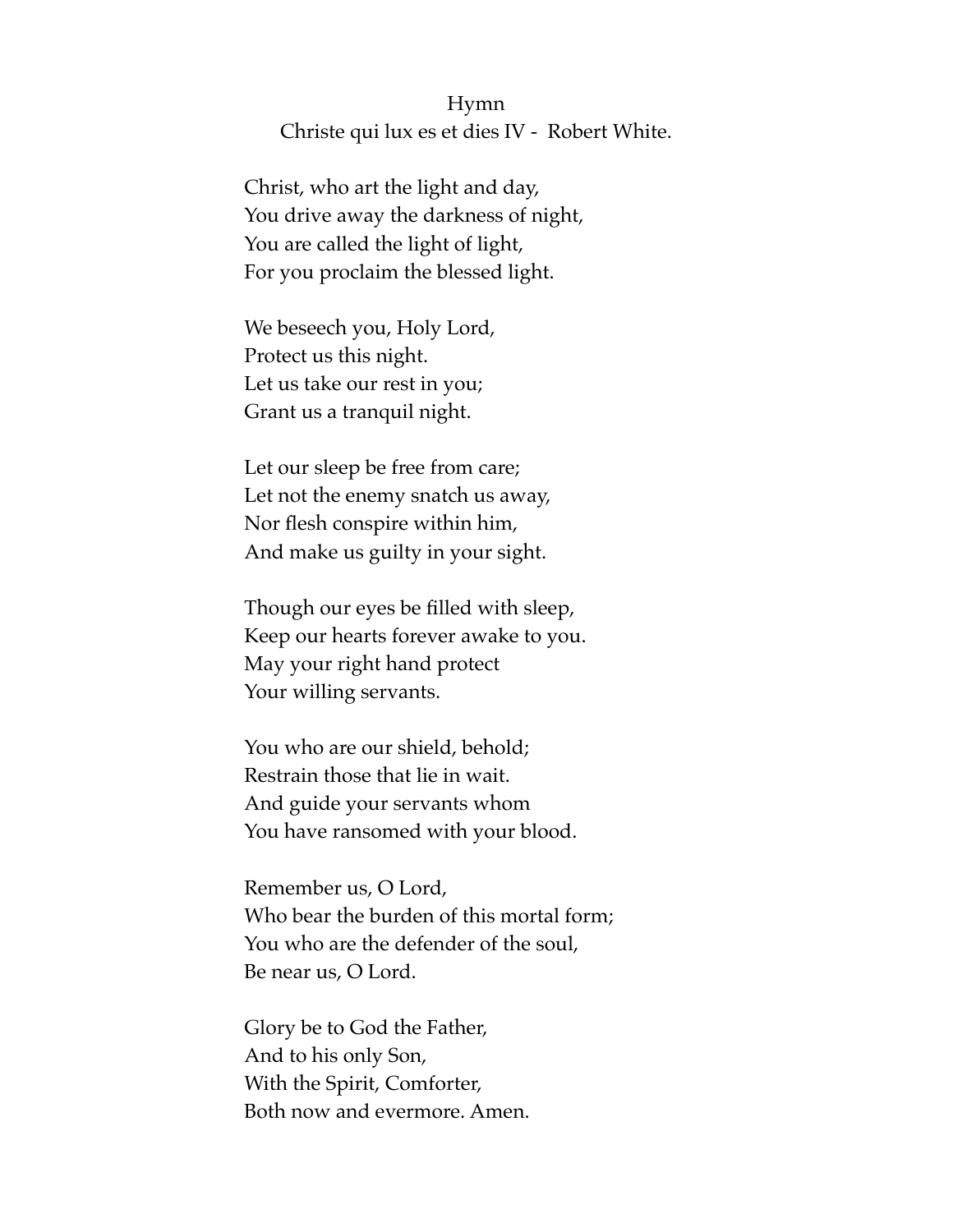# Hymn

## Christe qui lux es et dies IV - Robert White.

Christ, who art the light and day,  
You drive away the darkness of night,  
You are called the light of light,  
For you proclaim the blessed light.

We beseech you, Holy Lord,  
Protect us this night.  
Let us take our rest in you;  
Grant us a tranquil night.

Let our sleep be free from care;  
Let not the enemy snatch us away,  
Nor flesh conspire within him,  
And make us guilty in your sight.

Though our eyes be filled with sleep,  
Keep our hearts forever awake to you.  
May your right hand protect  
Your willing servants.

You who are our shield, behold;  
Restrain those that lie in wait.  
And guide your servants whom  
You have ransomed with your blood.

Remember us, O Lord,  
Who bear the burden of this mortal form;  
You who are the defender of the soul,  
Be near us, O Lord.

Glory be to God the Father,  
And to his only Son,  
With the Spirit, Comforter,  
Both now and evermore. Amen.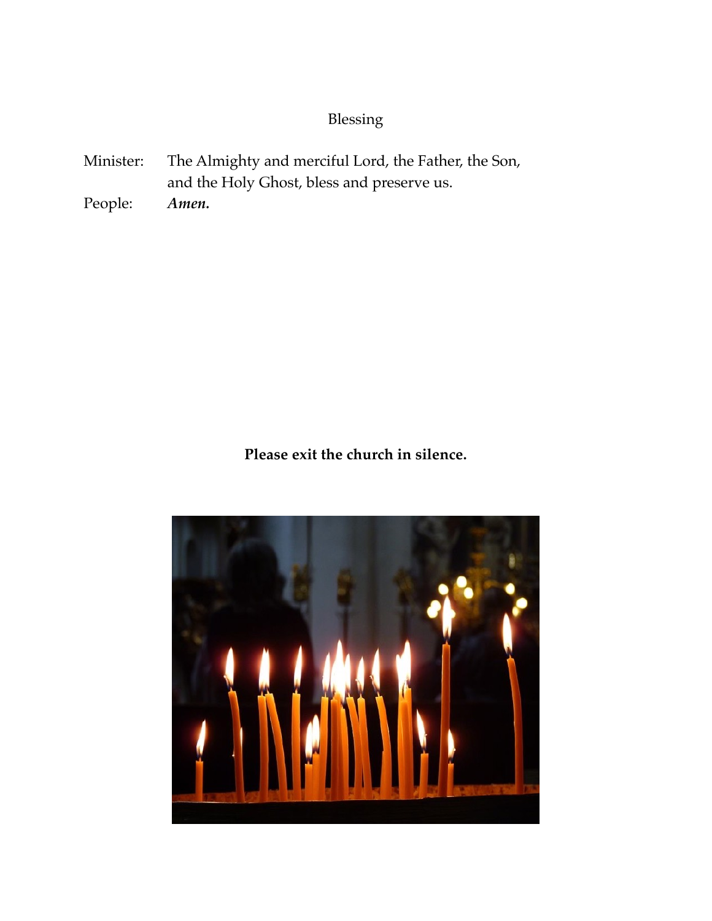## Blessing

Minister: The Almighty and merciful Lord, the Father, the Son, and the Holy Ghost, bless and preserve us.

People: ***Amen.***

**Please exit the church in silence.**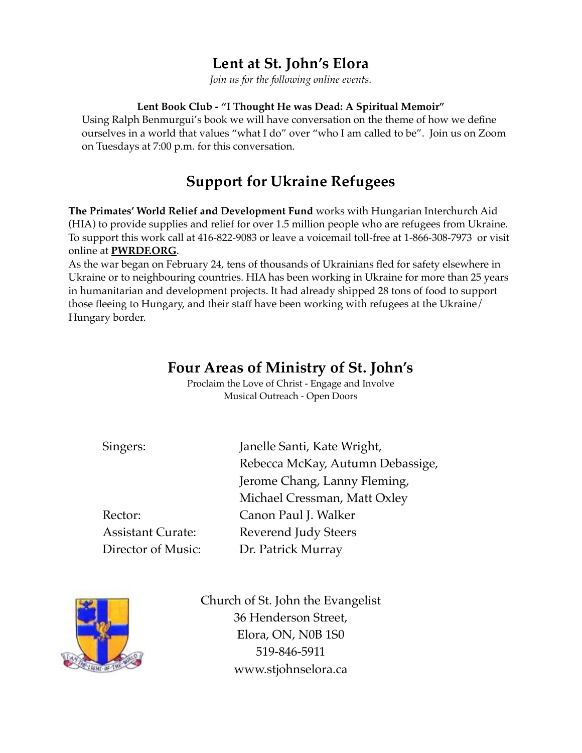# Lent at St. John's Elora

*Join us for the following online events.*

**Lent Book Club - "I Thought He was Dead: A Spiritual Memoir"**

Using Ralph Benmurgui's book we will have conversation on the theme of how we define ourselves in a world that values "what I do" over "who I am called to be". Join us on Zoom on Tuesdays at 7:00 p.m. for this conversation.

# Support for Ukraine Refugees

**The Primates' World Relief and Development Fund** works with Hungarian Interchurch Aid (HIA) to provide supplies and relief for over 1.5 million people who are refugees from Ukraine. To support this work call at 416-822-9083 or leave a voicemail toll-free at 1-866-308-7973 or visit online at **PWRDF.ORG**.

As the war began on February 24, tens of thousands of Ukrainians fled for safety elsewhere in Ukraine or to neighbouring countries. HIA has been working in Ukraine for more than 25 years in humanitarian and development projects. It had already shipped 28 tons of food to support those fleeing to Hungary, and their staff have been working with refugees at the Ukraine/ Hungary border.

# Four Areas of Ministry of St. John's

Proclaim the Love of Christ - Engage and Involve
Musical Outreach - Open Doors

| | |
|---|---|
| Singers: | Janelle Santi, Kate Wright, Rebecca McKay, Autumn Debassige, Jerome Chang, Lanny Fleming, Michael Cressman, Matt Oxley |
| Rector: | Canon Paul J. Walker |
| Assistant Curate: | Reverend Judy Steers |
| Director of Music: | Dr. Patrick Murray |

Church of St. John the Evangelist
36 Henderson Street,
Elora, ON, N0B 1S0
519-846-5911
www.stjohnselora.ca